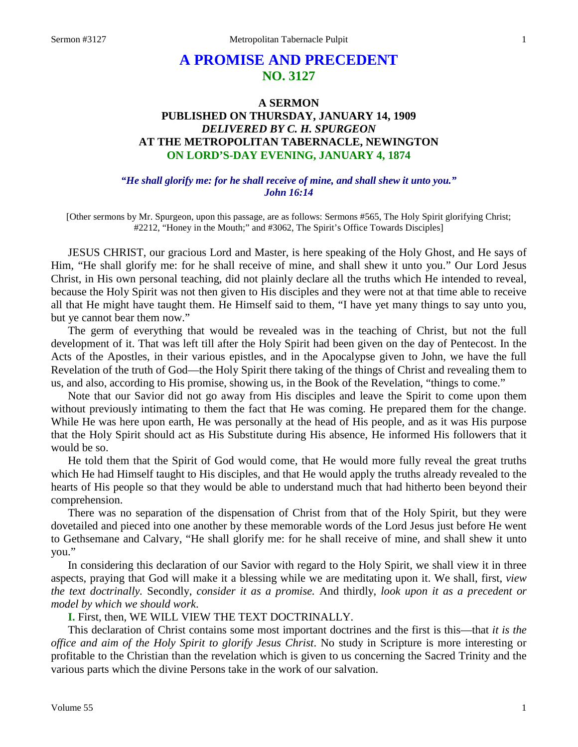# A PROMISE AND PRECEDENT
## NO. 3127

### A SERMON
### PUBLISHED ON THURSDAY, JANUARY 14, 1909
### *DELIVERED BY C. H. SPURGEON*
### AT THE METROPOLITAN TABERNACLE, NEWINGTON
### ON LORD'S-DAY EVENING, JANUARY 4, 1874

***"He shall glorify me: for he shall receive of mine, and shall shew it unto you." John 16:14***

[Other sermons by Mr. Spurgeon, upon this passage, are as follows: Sermons #565, The Holy Spirit glorifying Christ; #2212, "Honey in the Mouth;" and #3062, The Spirit's Office Towards Disciples]

JESUS CHRIST, our gracious Lord and Master, is here speaking of the Holy Ghost, and He says of Him, "He shall glorify me: for he shall receive of mine, and shall shew it unto you." Our Lord Jesus Christ, in His own personal teaching, did not plainly declare all the truths which He intended to reveal, because the Holy Spirit was not then given to His disciples and they were not at that time able to receive all that He might have taught them. He Himself said to them, "I have yet many things to say unto you, but ye cannot bear them now."

The germ of everything that would be revealed was in the teaching of Christ, but not the full development of it. That was left till after the Holy Spirit had been given on the day of Pentecost. In the Acts of the Apostles, in their various epistles, and in the Apocalypse given to John, we have the full Revelation of the truth of God—the Holy Spirit there taking of the things of Christ and revealing them to us, and also, according to His promise, showing us, in the Book of the Revelation, "things to come."

Note that our Savior did not go away from His disciples and leave the Spirit to come upon them without previously intimating to them the fact that He was coming. He prepared them for the change. While He was here upon earth, He was personally at the head of His people, and as it was His purpose that the Holy Spirit should act as His Substitute during His absence, He informed His followers that it would be so.

He told them that the Spirit of God would come, that He would more fully reveal the great truths which He had Himself taught to His disciples, and that He would apply the truths already revealed to the hearts of His people so that they would be able to understand much that had hitherto been beyond their comprehension.

There was no separation of the dispensation of Christ from that of the Holy Spirit, but they were dovetailed and pieced into one another by these memorable words of the Lord Jesus just before He went to Gethsemane and Calvary, "He shall glorify me: for he shall receive of mine, and shall shew it unto you."

In considering this declaration of our Savior with regard to the Holy Spirit, we shall view it in three aspects, praying that God will make it a blessing while we are meditating upon it. We shall, first, *view the text doctrinally.* Secondly, *consider it as a promise.* And thirdly, *look upon it as a precedent or model by which we should work*.

**I.** First, then, WE WILL VIEW THE TEXT DOCTRINALLY.

This declaration of Christ contains some most important doctrines and the first is this—that *it is the office and aim of the Holy Spirit to glorify Jesus Christ*. No study in Scripture is more interesting or profitable to the Christian than the revelation which is given to us concerning the Sacred Trinity and the various parts which the divine Persons take in the work of our salvation.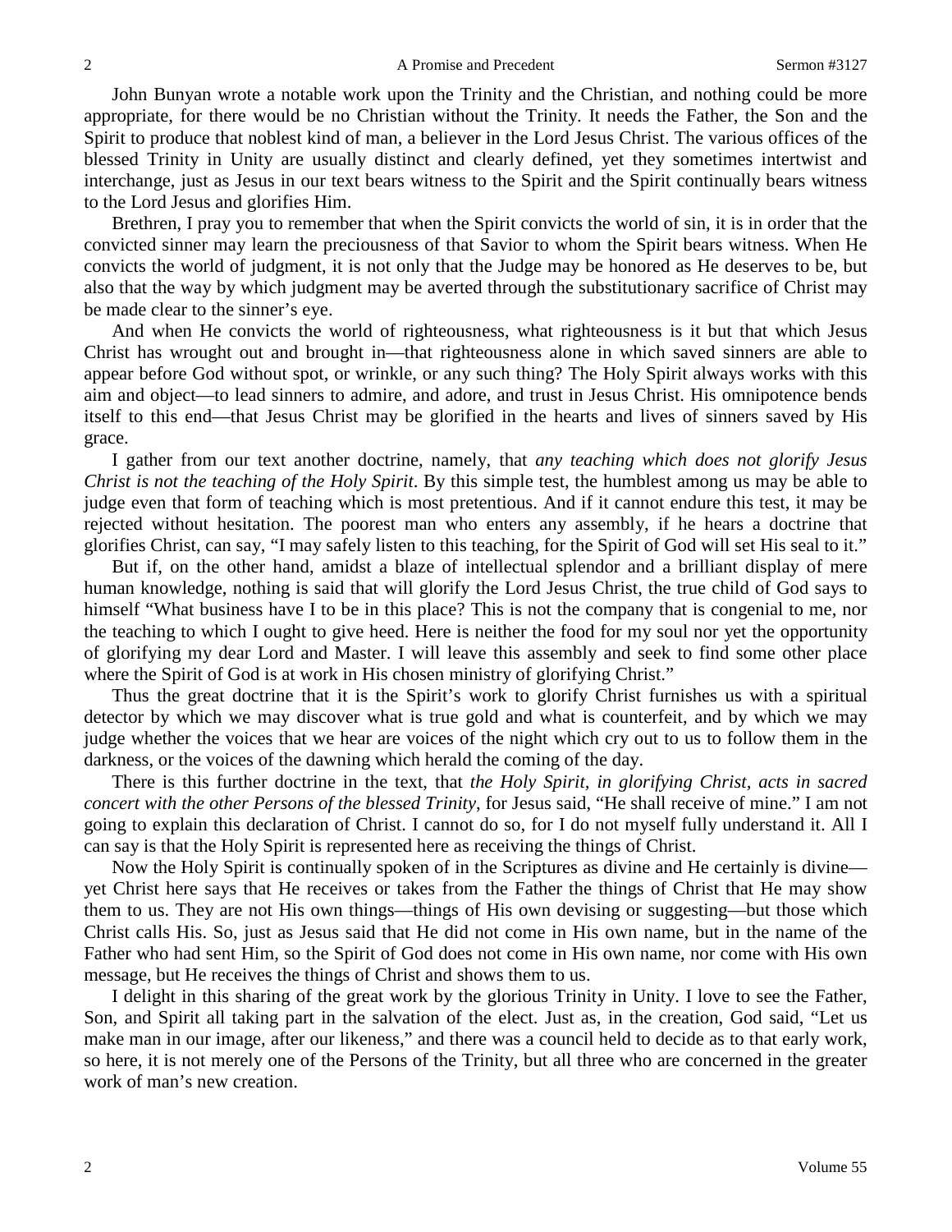John Bunyan wrote a notable work upon the Trinity and the Christian, and nothing could be more appropriate, for there would be no Christian without the Trinity. It needs the Father, the Son and the Spirit to produce that noblest kind of man, a believer in the Lord Jesus Christ. The various offices of the blessed Trinity in Unity are usually distinct and clearly defined, yet they sometimes intertwist and interchange, just as Jesus in our text bears witness to the Spirit and the Spirit continually bears witness to the Lord Jesus and glorifies Him.

Brethren, I pray you to remember that when the Spirit convicts the world of sin, it is in order that the convicted sinner may learn the preciousness of that Savior to whom the Spirit bears witness. When He convicts the world of judgment, it is not only that the Judge may be honored as He deserves to be, but also that the way by which judgment may be averted through the substitutionary sacrifice of Christ may be made clear to the sinner's eye.

And when He convicts the world of righteousness, what righteousness is it but that which Jesus Christ has wrought out and brought in—that righteousness alone in which saved sinners are able to appear before God without spot, or wrinkle, or any such thing? The Holy Spirit always works with this aim and object—to lead sinners to admire, and adore, and trust in Jesus Christ. His omnipotence bends itself to this end—that Jesus Christ may be glorified in the hearts and lives of sinners saved by His grace.

I gather from our text another doctrine, namely, that *any teaching which does not glorify Jesus Christ is not the teaching of the Holy Spirit*. By this simple test, the humblest among us may be able to judge even that form of teaching which is most pretentious. And if it cannot endure this test, it may be rejected without hesitation. The poorest man who enters any assembly, if he hears a doctrine that glorifies Christ, can say, "I may safely listen to this teaching, for the Spirit of God will set His seal to it."

But if, on the other hand, amidst a blaze of intellectual splendor and a brilliant display of mere human knowledge, nothing is said that will glorify the Lord Jesus Christ, the true child of God says to himself "What business have I to be in this place? This is not the company that is congenial to me, nor the teaching to which I ought to give heed. Here is neither the food for my soul nor yet the opportunity of glorifying my dear Lord and Master. I will leave this assembly and seek to find some other place where the Spirit of God is at work in His chosen ministry of glorifying Christ."

Thus the great doctrine that it is the Spirit's work to glorify Christ furnishes us with a spiritual detector by which we may discover what is true gold and what is counterfeit, and by which we may judge whether the voices that we hear are voices of the night which cry out to us to follow them in the darkness, or the voices of the dawning which herald the coming of the day.

There is this further doctrine in the text, that *the Holy Spirit, in glorifying Christ, acts in sacred concert with the other Persons of the blessed Trinity*, for Jesus said, "He shall receive of mine." I am not going to explain this declaration of Christ. I cannot do so, for I do not myself fully understand it. All I can say is that the Holy Spirit is represented here as receiving the things of Christ.

Now the Holy Spirit is continually spoken of in the Scriptures as divine and He certainly is divine—yet Christ here says that He receives or takes from the Father the things of Christ that He may show them to us. They are not His own things—things of His own devising or suggesting—but those which Christ calls His. So, just as Jesus said that He did not come in His own name, but in the name of the Father who had sent Him, so the Spirit of God does not come in His own name, nor come with His own message, but He receives the things of Christ and shows them to us.

I delight in this sharing of the great work by the glorious Trinity in Unity. I love to see the Father, Son, and Spirit all taking part in the salvation of the elect. Just as, in the creation, God said, "Let us make man in our image, after our likeness," and there was a council held to decide as to that early work, so here, it is not merely one of the Persons of the Trinity, but all three who are concerned in the greater work of man's new creation.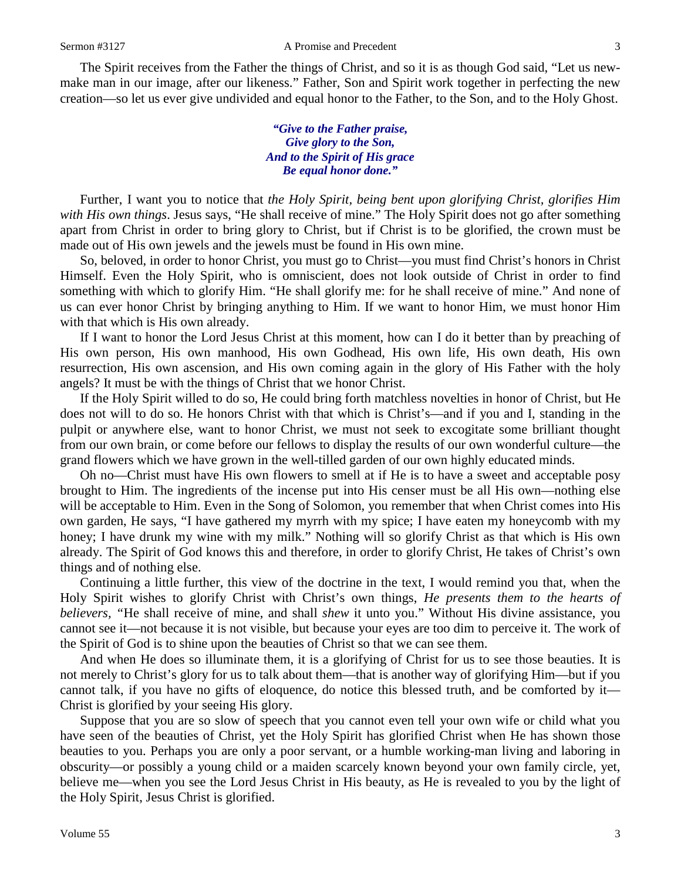The Spirit receives from the Father the things of Christ, and so it is as though God said, "Let us new-make man in our image, after our likeness." Father, Son and Spirit work together in perfecting the new creation—so let us ever give undivided and equal honor to the Father, to the Son, and to the Holy Ghost.

> ***"Give to the Father praise,***
> ***Give glory to the Son,***
> ***And to the Spirit of His grace***
> ***Be equal honor done."***

Further, I want you to notice that *the Holy Spirit, being bent upon glorifying Christ, glorifies Him with His own things*. Jesus says, "He shall receive of mine." The Holy Spirit does not go after something apart from Christ in order to bring glory to Christ, but if Christ is to be glorified, the crown must be made out of His own jewels and the jewels must be found in His own mine.

So, beloved, in order to honor Christ, you must go to Christ—you must find Christ's honors in Christ Himself. Even the Holy Spirit, who is omniscient, does not look outside of Christ in order to find something with which to glorify Him. "He shall glorify me: for he shall receive of mine." And none of us can ever honor Christ by bringing anything to Him. If we want to honor Him, we must honor Him with that which is His own already.

If I want to honor the Lord Jesus Christ at this moment, how can I do it better than by preaching of His own person, His own manhood, His own Godhead, His own life, His own death, His own resurrection, His own ascension, and His own coming again in the glory of His Father with the holy angels? It must be with the things of Christ that we honor Christ.

If the Holy Spirit willed to do so, He could bring forth matchless novelties in honor of Christ, but He does not will to do so. He honors Christ with that which is Christ's—and if you and I, standing in the pulpit or anywhere else, want to honor Christ, we must not seek to excogitate some brilliant thought from our own brain, or come before our fellows to display the results of our own wonderful culture—the grand flowers which we have grown in the well-tilled garden of our own highly educated minds.

Oh no—Christ must have His own flowers to smell at if He is to have a sweet and acceptable posy brought to Him. The ingredients of the incense put into His censer must be all His own—nothing else will be acceptable to Him. Even in the Song of Solomon, you remember that when Christ comes into His own garden, He says, "I have gathered my myrrh with my spice; I have eaten my honeycomb with my honey; I have drunk my wine with my milk." Nothing will so glorify Christ as that which is His own already. The Spirit of God knows this and therefore, in order to glorify Christ, He takes of Christ's own things and of nothing else.

Continuing a little further, this view of the doctrine in the text, I would remind you that, when the Holy Spirit wishes to glorify Christ with Christ's own things, *He presents them to the hearts of believers,* "He shall receive of mine, and shall *shew* it unto you." Without His divine assistance, you cannot see it—not because it is not visible, but because your eyes are too dim to perceive it. The work of the Spirit of God is to shine upon the beauties of Christ so that we can see them.

And when He does so illuminate them, it is a glorifying of Christ for us to see those beauties. It is not merely to Christ's glory for us to talk about them—that is another way of glorifying Him—but if you cannot talk, if you have no gifts of eloquence, do notice this blessed truth, and be comforted by it—Christ is glorified by your seeing His glory.

Suppose that you are so slow of speech that you cannot even tell your own wife or child what you have seen of the beauties of Christ, yet the Holy Spirit has glorified Christ when He has shown those beauties to you. Perhaps you are only a poor servant, or a humble working-man living and laboring in obscurity—or possibly a young child or a maiden scarcely known beyond your own family circle, yet, believe me—when you see the Lord Jesus Christ in His beauty, as He is revealed to you by the light of the Holy Spirit, Jesus Christ is glorified.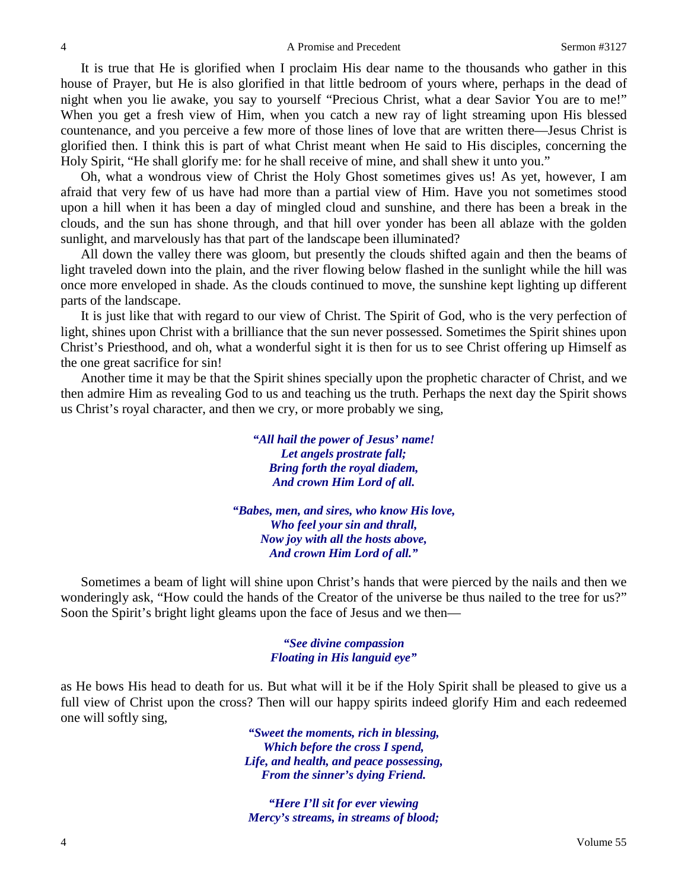It is true that He is glorified when I proclaim His dear name to the thousands who gather in this house of Prayer, but He is also glorified in that little bedroom of yours where, perhaps in the dead of night when you lie awake, you say to yourself "Precious Christ, what a dear Savior You are to me!" When you get a fresh view of Him, when you catch a new ray of light streaming upon His blessed countenance, and you perceive a few more of those lines of love that are written there—Jesus Christ is glorified then. I think this is part of what Christ meant when He said to His disciples, concerning the Holy Spirit, "He shall glorify me: for he shall receive of mine, and shall shew it unto you."

Oh, what a wondrous view of Christ the Holy Ghost sometimes gives us! As yet, however, I am afraid that very few of us have had more than a partial view of Him. Have you not sometimes stood upon a hill when it has been a day of mingled cloud and sunshine, and there has been a break in the clouds, and the sun has shone through, and that hill over yonder has been all ablaze with the golden sunlight, and marvelously has that part of the landscape been illuminated?

All down the valley there was gloom, but presently the clouds shifted again and then the beams of light traveled down into the plain, and the river flowing below flashed in the sunlight while the hill was once more enveloped in shade. As the clouds continued to move, the sunshine kept lighting up different parts of the landscape.

It is just like that with regard to our view of Christ. The Spirit of God, who is the very perfection of light, shines upon Christ with a brilliance that the sun never possessed. Sometimes the Spirit shines upon Christ's Priesthood, and oh, what a wonderful sight it is then for us to see Christ offering up Himself as the one great sacrifice for sin!

Another time it may be that the Spirit shines specially upon the prophetic character of Christ, and we then admire Him as revealing God to us and teaching us the truth. Perhaps the next day the Spirit shows us Christ's royal character, and then we cry, or more probably we sing,

> ***"All hail the power of Jesus' name!***
> ***Let angels prostrate fall;***
> ***Bring forth the royal diadem,***
> ***And crown Him Lord of all.***
>
> ***"Babes, men, and sires, who know His love,***
> ***Who feel your sin and thrall,***
> ***Now joy with all the hosts above,***
> ***And crown Him Lord of all."***

Sometimes a beam of light will shine upon Christ's hands that were pierced by the nails and then we wonderingly ask, "How could the hands of the Creator of the universe be thus nailed to the tree for us?" Soon the Spirit's bright light gleams upon the face of Jesus and we then—

> ***"See divine compassion***
> ***Floating in His languid eye"***

as He bows His head to death for us. But what will it be if the Holy Spirit shall be pleased to give us a full view of Christ upon the cross? Then will our happy spirits indeed glorify Him and each redeemed one will softly sing,

> ***"Sweet the moments, rich in blessing,***
> ***Which before the cross I spend,***
> ***Life, and health, and peace possessing,***
> ***From the sinner's dying Friend.***
>
> ***"Here I'll sit for ever viewing***
> ***Mercy's streams, in streams of blood;***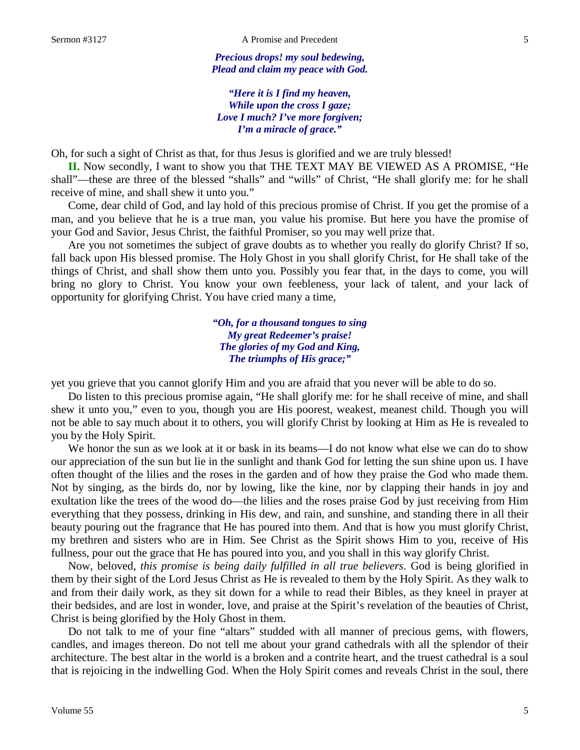*Precious drops! my soul bedewing,*
*Plead and claim my peace with God.*

*"Here it is I find my heaven,*
*While upon the cross I gaze;*
*Love I much? I've more forgiven;*
*I'm a miracle of grace."*

Oh, for such a sight of Christ as that, for thus Jesus is glorified and we are truly blessed!

**II.** Now secondly, I want to show you that THE TEXT MAY BE VIEWED AS A PROMISE, "He shall"—these are three of the blessed "shalls" and "wills" of Christ, "He shall glorify me: for he shall receive of mine, and shall shew it unto you."

Come, dear child of God, and lay hold of this precious promise of Christ. If you get the promise of a man, and you believe that he is a true man, you value his promise. But here you have the promise of your God and Savior, Jesus Christ, the faithful Promiser, so you may well prize that.

Are you not sometimes the subject of grave doubts as to whether you really do glorify Christ? If so, fall back upon His blessed promise. The Holy Ghost in you shall glorify Christ, for He shall take of the things of Christ, and shall show them unto you. Possibly you fear that, in the days to come, you will bring no glory to Christ. You know your own feebleness, your lack of talent, and your lack of opportunity for glorifying Christ. You have cried many a time,

*"Oh, for a thousand tongues to sing*
*My great Redeemer's praise!*
*The glories of my God and King,*
*The triumphs of His grace;"*

yet you grieve that you cannot glorify Him and you are afraid that you never will be able to do so.

Do listen to this precious promise again, "He shall glorify me: for he shall receive of mine, and shall shew it unto you," even to you, though you are His poorest, weakest, meanest child. Though you will not be able to say much about it to others, you will glorify Christ by looking at Him as He is revealed to you by the Holy Spirit.

We honor the sun as we look at it or bask in its beams—I do not know what else we can do to show our appreciation of the sun but lie in the sunlight and thank God for letting the sun shine upon us. I have often thought of the lilies and the roses in the garden and of how they praise the God who made them. Not by singing, as the birds do, nor by lowing, like the kine, nor by clapping their hands in joy and exultation like the trees of the wood do—the lilies and the roses praise God by just receiving from Him everything that they possess, drinking in His dew, and rain, and sunshine, and standing there in all their beauty pouring out the fragrance that He has poured into them. And that is how you must glorify Christ, my brethren and sisters who are in Him. See Christ as the Spirit shows Him to you, receive of His fullness, pour out the grace that He has poured into you, and you shall in this way glorify Christ.

Now, beloved, *this promise is being daily fulfilled in all true believers*. God is being glorified in them by their sight of the Lord Jesus Christ as He is revealed to them by the Holy Spirit. As they walk to and from their daily work, as they sit down for a while to read their Bibles, as they kneel in prayer at their bedsides, and are lost in wonder, love, and praise at the Spirit's revelation of the beauties of Christ, Christ is being glorified by the Holy Ghost in them.

Do not talk to me of your fine "altars" studded with all manner of precious gems, with flowers, candles, and images thereon. Do not tell me about your grand cathedrals with all the splendor of their architecture. The best altar in the world is a broken and a contrite heart, and the truest cathedral is a soul that is rejoicing in the indwelling God. When the Holy Spirit comes and reveals Christ in the soul, there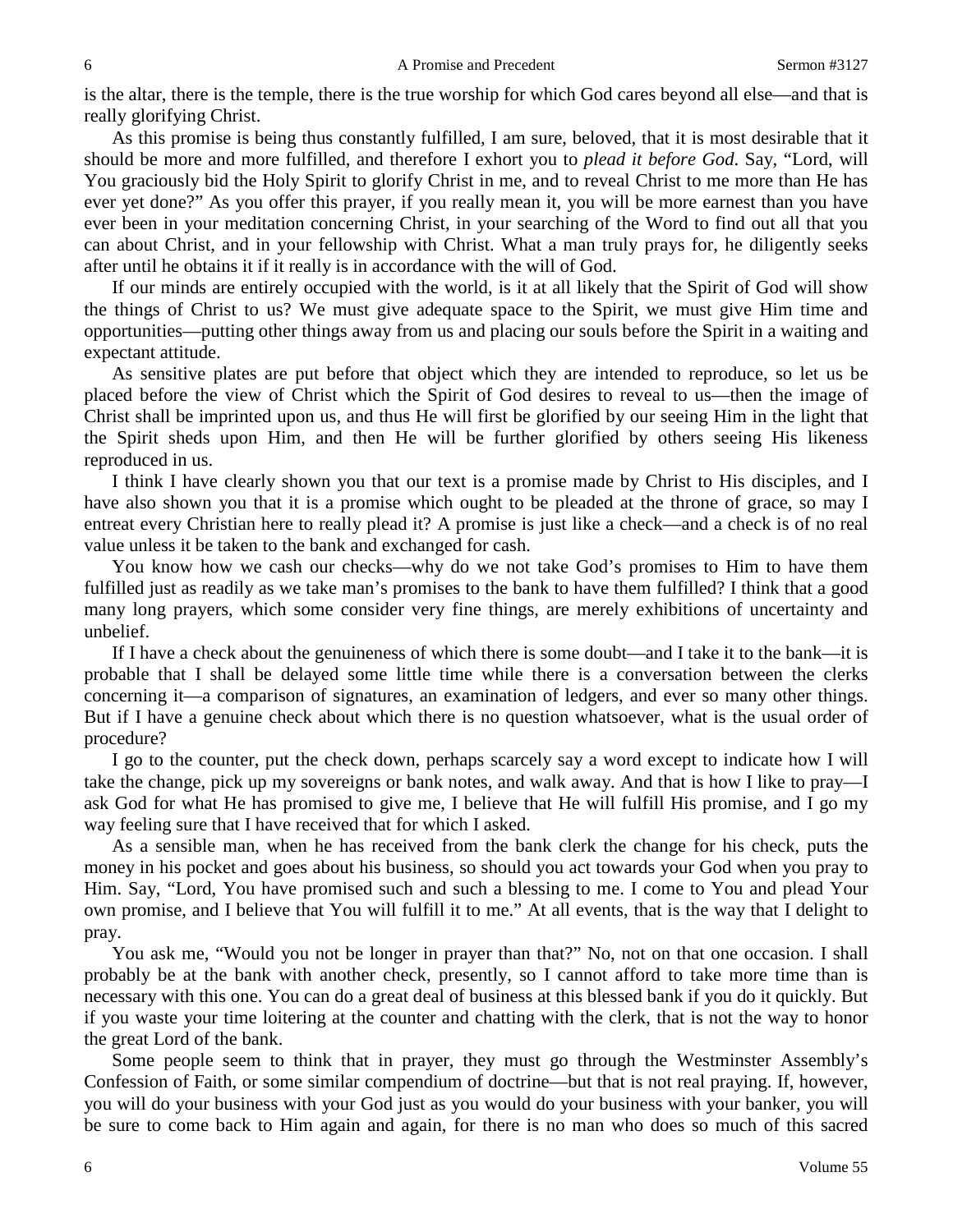is the altar, there is the temple, there is the true worship for which God cares beyond all else—and that is really glorifying Christ.

As this promise is being thus constantly fulfilled, I am sure, beloved, that it is most desirable that it should be more and more fulfilled, and therefore I exhort you to *plead it before God*. Say, "Lord, will You graciously bid the Holy Spirit to glorify Christ in me, and to reveal Christ to me more than He has ever yet done?" As you offer this prayer, if you really mean it, you will be more earnest than you have ever been in your meditation concerning Christ, in your searching of the Word to find out all that you can about Christ, and in your fellowship with Christ. What a man truly prays for, he diligently seeks after until he obtains it if it really is in accordance with the will of God.

If our minds are entirely occupied with the world, is it at all likely that the Spirit of God will show the things of Christ to us? We must give adequate space to the Spirit, we must give Him time and opportunities—putting other things away from us and placing our souls before the Spirit in a waiting and expectant attitude.

As sensitive plates are put before that object which they are intended to reproduce, so let us be placed before the view of Christ which the Spirit of God desires to reveal to us—then the image of Christ shall be imprinted upon us, and thus He will first be glorified by our seeing Him in the light that the Spirit sheds upon Him, and then He will be further glorified by others seeing His likeness reproduced in us.

I think I have clearly shown you that our text is a promise made by Christ to His disciples, and I have also shown you that it is a promise which ought to be pleaded at the throne of grace, so may I entreat every Christian here to really plead it? A promise is just like a check—and a check is of no real value unless it be taken to the bank and exchanged for cash.

You know how we cash our checks—why do we not take God's promises to Him to have them fulfilled just as readily as we take man's promises to the bank to have them fulfilled? I think that a good many long prayers, which some consider very fine things, are merely exhibitions of uncertainty and unbelief.

If I have a check about the genuineness of which there is some doubt—and I take it to the bank—it is probable that I shall be delayed some little time while there is a conversation between the clerks concerning it—a comparison of signatures, an examination of ledgers, and ever so many other things. But if I have a genuine check about which there is no question whatsoever, what is the usual order of procedure?

I go to the counter, put the check down, perhaps scarcely say a word except to indicate how I will take the change, pick up my sovereigns or bank notes, and walk away. And that is how I like to pray—I ask God for what He has promised to give me, I believe that He will fulfill His promise, and I go my way feeling sure that I have received that for which I asked.

As a sensible man, when he has received from the bank clerk the change for his check, puts the money in his pocket and goes about his business, so should you act towards your God when you pray to Him. Say, "Lord, You have promised such and such a blessing to me. I come to You and plead Your own promise, and I believe that You will fulfill it to me." At all events, that is the way that I delight to pray.

You ask me, "Would you not be longer in prayer than that?" No, not on that one occasion. I shall probably be at the bank with another check, presently, so I cannot afford to take more time than is necessary with this one. You can do a great deal of business at this blessed bank if you do it quickly. But if you waste your time loitering at the counter and chatting with the clerk, that is not the way to honor the great Lord of the bank.

Some people seem to think that in prayer, they must go through the Westminster Assembly's Confession of Faith, or some similar compendium of doctrine—but that is not real praying. If, however, you will do your business with your God just as you would do your business with your banker, you will be sure to come back to Him again and again, for there is no man who does so much of this sacred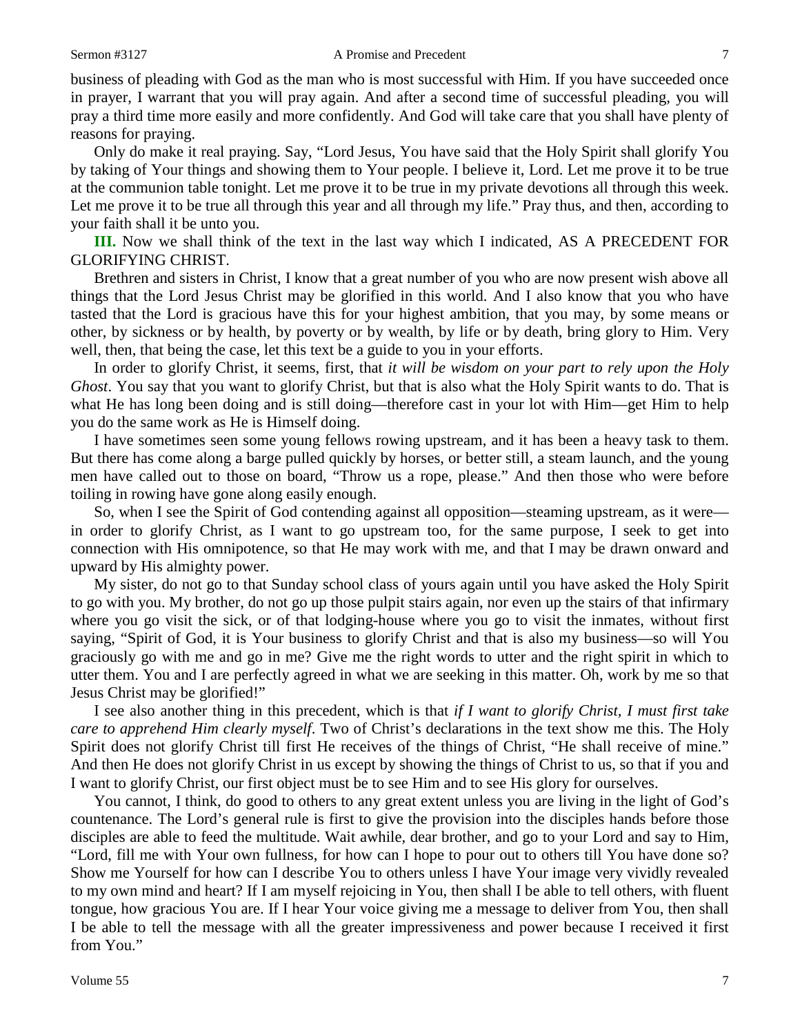business of pleading with God as the man who is most successful with Him. If you have succeeded once in prayer, I warrant that you will pray again. And after a second time of successful pleading, you will pray a third time more easily and more confidently. And God will take care that you shall have plenty of reasons for praying.

Only do make it real praying. Say, "Lord Jesus, You have said that the Holy Spirit shall glorify You by taking of Your things and showing them to Your people. I believe it, Lord. Let me prove it to be true at the communion table tonight. Let me prove it to be true in my private devotions all through this week. Let me prove it to be true all through this year and all through my life." Pray thus, and then, according to your faith shall it be unto you.

**III.** Now we shall think of the text in the last way which I indicated, AS A PRECEDENT FOR GLORIFYING CHRIST.

Brethren and sisters in Christ, I know that a great number of you who are now present wish above all things that the Lord Jesus Christ may be glorified in this world. And I also know that you who have tasted that the Lord is gracious have this for your highest ambition, that you may, by some means or other, by sickness or by health, by poverty or by wealth, by life or by death, bring glory to Him. Very well, then, that being the case, let this text be a guide to you in your efforts.

In order to glorify Christ, it seems, first, that *it will be wisdom on your part to rely upon the Holy Ghost*. You say that you want to glorify Christ, but that is also what the Holy Spirit wants to do. That is what He has long been doing and is still doing—therefore cast in your lot with Him—get Him to help you do the same work as He is Himself doing.

I have sometimes seen some young fellows rowing upstream, and it has been a heavy task to them. But there has come along a barge pulled quickly by horses, or better still, a steam launch, and the young men have called out to those on board, "Throw us a rope, please." And then those who were before toiling in rowing have gone along easily enough.

So, when I see the Spirit of God contending against all opposition—steaming upstream, as it were—in order to glorify Christ, as I want to go upstream too, for the same purpose, I seek to get into connection with His omnipotence, so that He may work with me, and that I may be drawn onward and upward by His almighty power.

My sister, do not go to that Sunday school class of yours again until you have asked the Holy Spirit to go with you. My brother, do not go up those pulpit stairs again, nor even up the stairs of that infirmary where you go visit the sick, or of that lodging-house where you go to visit the inmates, without first saying, "Spirit of God, it is Your business to glorify Christ and that is also my business—so will You graciously go with me and go in me? Give me the right words to utter and the right spirit in which to utter them. You and I are perfectly agreed in what we are seeking in this matter. Oh, work by me so that Jesus Christ may be glorified!"

I see also another thing in this precedent, which is that *if I want to glorify Christ, I must first take care to apprehend Him clearly myself*. Two of Christ's declarations in the text show me this. The Holy Spirit does not glorify Christ till first He receives of the things of Christ, "He shall receive of mine." And then He does not glorify Christ in us except by showing the things of Christ to us, so that if you and I want to glorify Christ, our first object must be to see Him and to see His glory for ourselves.

You cannot, I think, do good to others to any great extent unless you are living in the light of God's countenance. The Lord's general rule is first to give the provision into the disciples hands before those disciples are able to feed the multitude. Wait awhile, dear brother, and go to your Lord and say to Him, "Lord, fill me with Your own fullness, for how can I hope to pour out to others till You have done so? Show me Yourself for how can I describe You to others unless I have Your image very vividly revealed to my own mind and heart? If I am myself rejoicing in You, then shall I be able to tell others, with fluent tongue, how gracious You are. If I hear Your voice giving me a message to deliver from You, then shall I be able to tell the message with all the greater impressiveness and power because I received it first from You."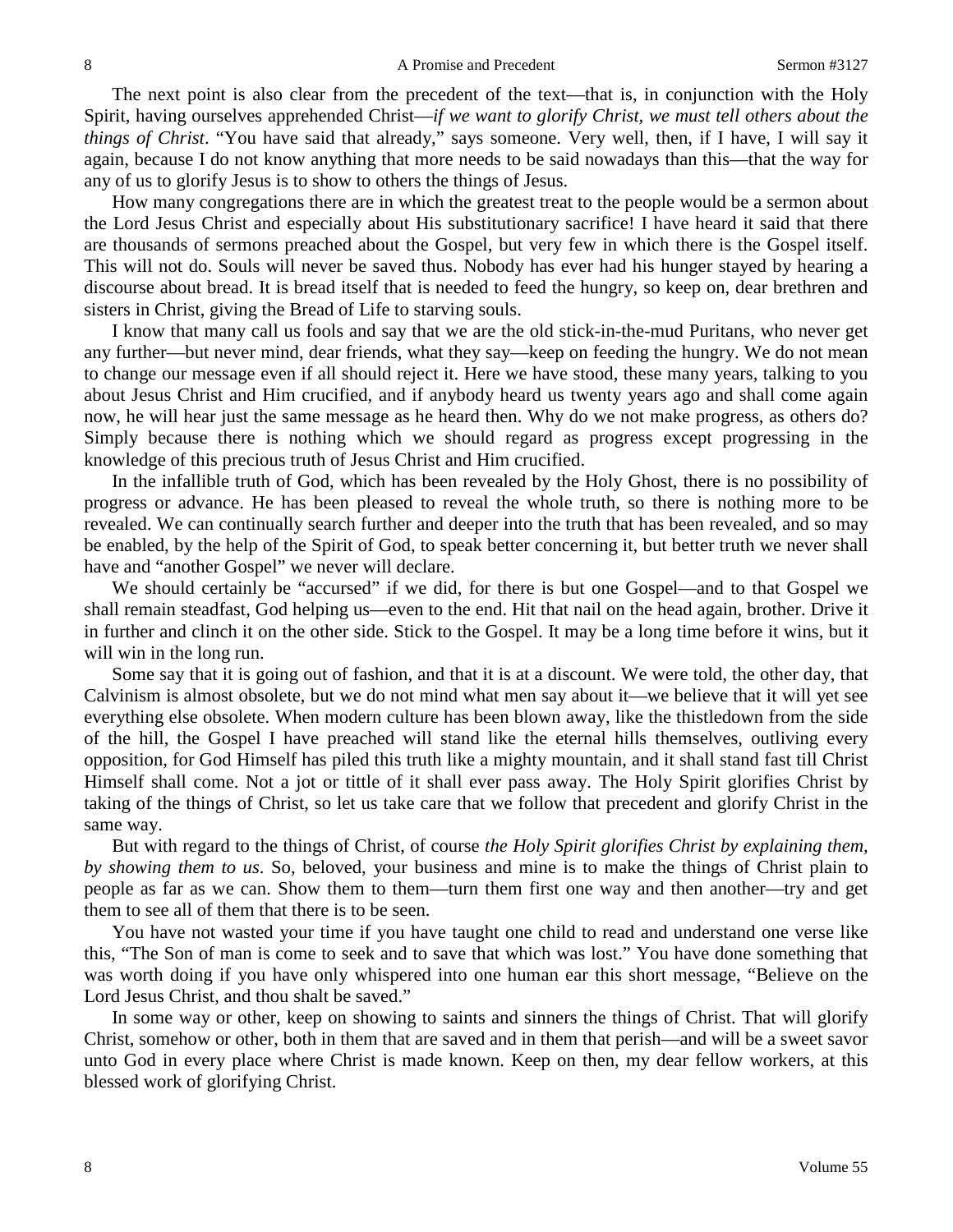The next point is also clear from the precedent of the text—that is, in conjunction with the Holy Spirit, having ourselves apprehended Christ—*if we want to glorify Christ, we must tell others about the things of Christ*. "You have said that already," says someone. Very well, then, if I have, I will say it again, because I do not know anything that more needs to be said nowadays than this—that the way for any of us to glorify Jesus is to show to others the things of Jesus.

How many congregations there are in which the greatest treat to the people would be a sermon about the Lord Jesus Christ and especially about His substitutionary sacrifice! I have heard it said that there are thousands of sermons preached about the Gospel, but very few in which there is the Gospel itself. This will not do. Souls will never be saved thus. Nobody has ever had his hunger stayed by hearing a discourse about bread. It is bread itself that is needed to feed the hungry, so keep on, dear brethren and sisters in Christ, giving the Bread of Life to starving souls.

I know that many call us fools and say that we are the old stick-in-the-mud Puritans, who never get any further—but never mind, dear friends, what they say—keep on feeding the hungry. We do not mean to change our message even if all should reject it. Here we have stood, these many years, talking to you about Jesus Christ and Him crucified, and if anybody heard us twenty years ago and shall come again now, he will hear just the same message as he heard then. Why do we not make progress, as others do? Simply because there is nothing which we should regard as progress except progressing in the knowledge of this precious truth of Jesus Christ and Him crucified.

In the infallible truth of God, which has been revealed by the Holy Ghost, there is no possibility of progress or advance. He has been pleased to reveal the whole truth, so there is nothing more to be revealed. We can continually search further and deeper into the truth that has been revealed, and so may be enabled, by the help of the Spirit of God, to speak better concerning it, but better truth we never shall have and "another Gospel" we never will declare.

We should certainly be "accursed" if we did, for there is but one Gospel—and to that Gospel we shall remain steadfast, God helping us—even to the end. Hit that nail on the head again, brother. Drive it in further and clinch it on the other side. Stick to the Gospel. It may be a long time before it wins, but it will win in the long run.

Some say that it is going out of fashion, and that it is at a discount. We were told, the other day, that Calvinism is almost obsolete, but we do not mind what men say about it—we believe that it will yet see everything else obsolete. When modern culture has been blown away, like the thistledown from the side of the hill, the Gospel I have preached will stand like the eternal hills themselves, outliving every opposition, for God Himself has piled this truth like a mighty mountain, and it shall stand fast till Christ Himself shall come. Not a jot or tittle of it shall ever pass away. The Holy Spirit glorifies Christ by taking of the things of Christ, so let us take care that we follow that precedent and glorify Christ in the same way.

But with regard to the things of Christ, of course *the Holy Spirit glorifies Christ by explaining them, by showing them to us*. So, beloved, your business and mine is to make the things of Christ plain to people as far as we can. Show them to them—turn them first one way and then another—try and get them to see all of them that there is to be seen.

You have not wasted your time if you have taught one child to read and understand one verse like this, "The Son of man is come to seek and to save that which was lost." You have done something that was worth doing if you have only whispered into one human ear this short message, "Believe on the Lord Jesus Christ, and thou shalt be saved."

In some way or other, keep on showing to saints and sinners the things of Christ. That will glorify Christ, somehow or other, both in them that are saved and in them that perish—and will be a sweet savor unto God in every place where Christ is made known. Keep on then, my dear fellow workers, at this blessed work of glorifying Christ.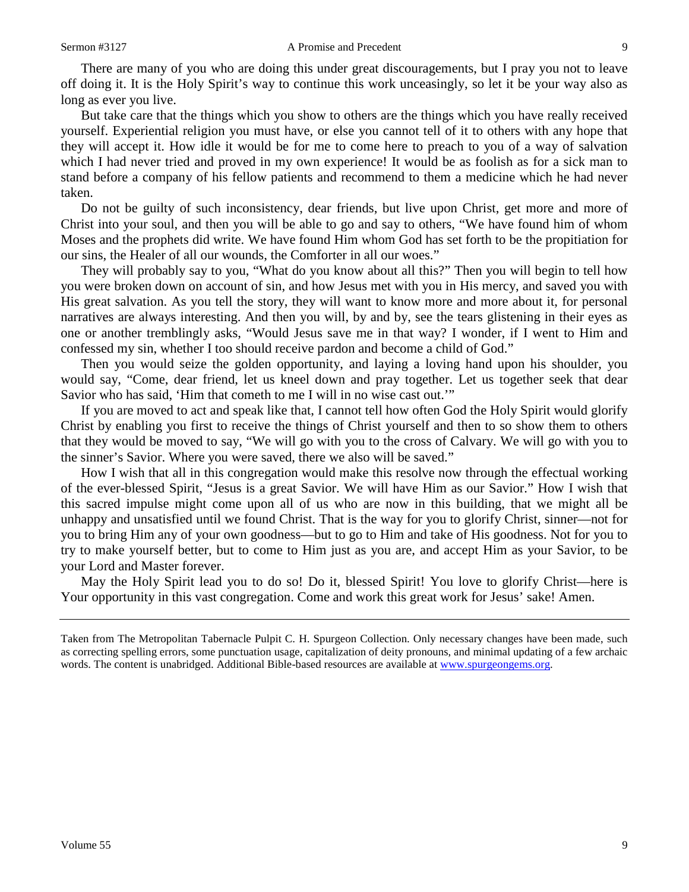There are many of you who are doing this under great discouragements, but I pray you not to leave off doing it. It is the Holy Spirit's way to continue this work unceasingly, so let it be your way also as long as ever you live.

But take care that the things which you show to others are the things which you have really received yourself. Experiential religion you must have, or else you cannot tell of it to others with any hope that they will accept it. How idle it would be for me to come here to preach to you of a way of salvation which I had never tried and proved in my own experience! It would be as foolish as for a sick man to stand before a company of his fellow patients and recommend to them a medicine which he had never taken.

Do not be guilty of such inconsistency, dear friends, but live upon Christ, get more and more of Christ into your soul, and then you will be able to go and say to others, "We have found him of whom Moses and the prophets did write. We have found Him whom God has set forth to be the propitiation for our sins, the Healer of all our wounds, the Comforter in all our woes."

They will probably say to you, "What do you know about all this?" Then you will begin to tell how you were broken down on account of sin, and how Jesus met with you in His mercy, and saved you with His great salvation. As you tell the story, they will want to know more and more about it, for personal narratives are always interesting. And then you will, by and by, see the tears glistening in their eyes as one or another tremblingly asks, "Would Jesus save me in that way? I wonder, if I went to Him and confessed my sin, whether I too should receive pardon and become a child of God."

Then you would seize the golden opportunity, and laying a loving hand upon his shoulder, you would say, "Come, dear friend, let us kneel down and pray together. Let us together seek that dear Savior who has said, 'Him that cometh to me I will in no wise cast out.'"

If you are moved to act and speak like that, I cannot tell how often God the Holy Spirit would glorify Christ by enabling you first to receive the things of Christ yourself and then to so show them to others that they would be moved to say, "We will go with you to the cross of Calvary. We will go with you to the sinner's Savior. Where you were saved, there we also will be saved."

How I wish that all in this congregation would make this resolve now through the effectual working of the ever-blessed Spirit, "Jesus is a great Savior. We will have Him as our Savior." How I wish that this sacred impulse might come upon all of us who are now in this building, that we might all be unhappy and unsatisfied until we found Christ. That is the way for you to glorify Christ, sinner—not for you to bring Him any of your own goodness—but to go to Him and take of His goodness. Not for you to try to make yourself better, but to come to Him just as you are, and accept Him as your Savior, to be your Lord and Master forever.

May the Holy Spirit lead you to do so! Do it, blessed Spirit! You love to glorify Christ—here is Your opportunity in this vast congregation. Come and work this great work for Jesus' sake! Amen.

---

Taken from The Metropolitan Tabernacle Pulpit C. H. Spurgeon Collection. Only necessary changes have been made, such as correcting spelling errors, some punctuation usage, capitalization of deity pronouns, and minimal updating of a few archaic words. The content is unabridged. Additional Bible-based resources are available at www.spurgeongems.org.